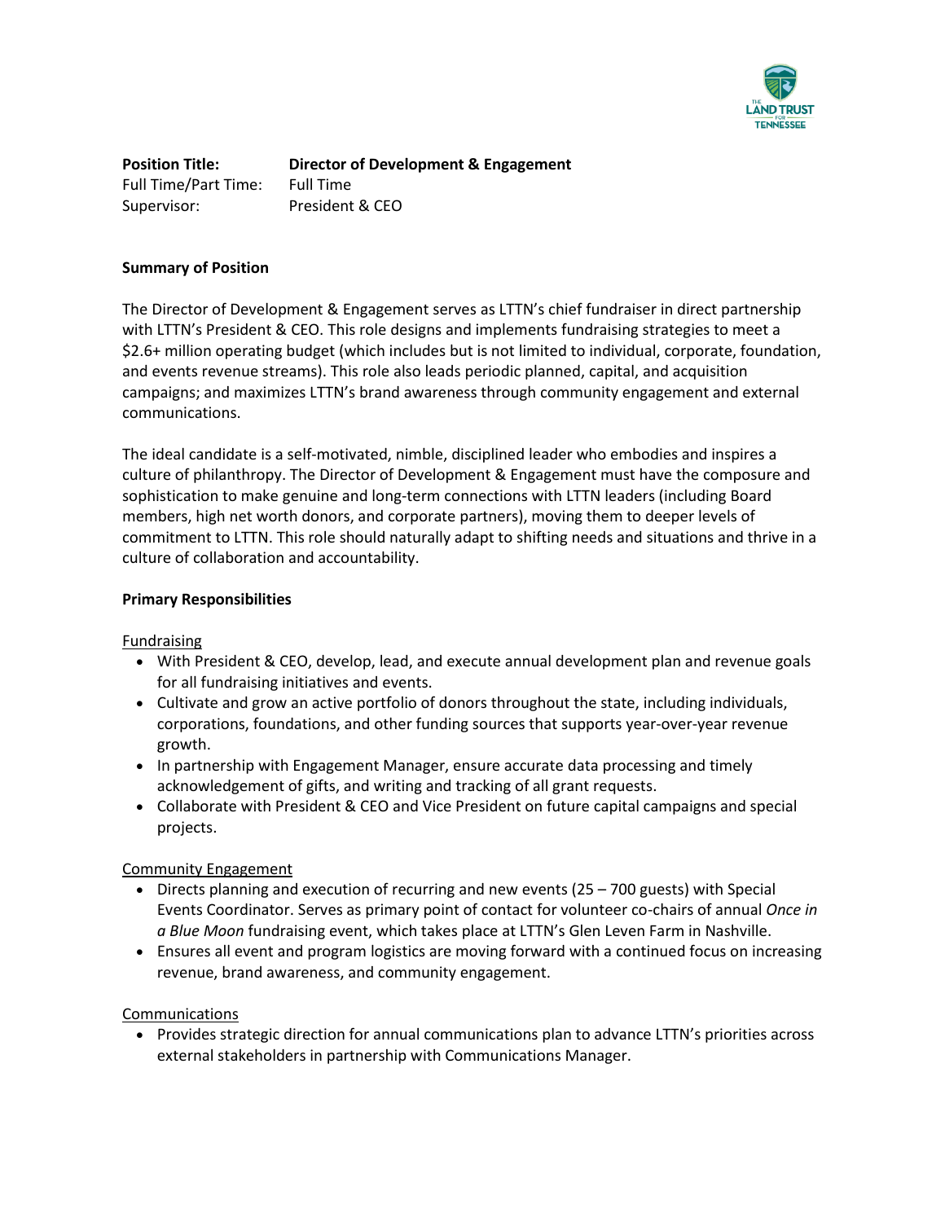**Position Title:** **Director of Development & Engagement**
Full Time/Part Time: Full Time
Supervisor: President & CEO

**Summary of Position**

The Director of Development & Engagement serves as LTTN's chief fundraiser in direct partnership with LTTN's President & CEO. This role designs and implements fundraising strategies to meet a $2.6+ million operating budget (which includes but is not limited to individual, corporate, foundation, and events revenue streams). This role also leads periodic planned, capital, and acquisition campaigns; and maximizes LTTN's brand awareness through community engagement and external communications.

The ideal candidate is a self-motivated, nimble, disciplined leader who embodies and inspires a culture of philanthropy. The Director of Development & Engagement must have the composure and sophistication to make genuine and long-term connections with LTTN leaders (including Board members, high net worth donors, and corporate partners), moving them to deeper levels of commitment to LTTN. This role should naturally adapt to shifting needs and situations and thrive in a culture of collaboration and accountability.

**Primary Responsibilities**

Fundraising

- With President & CEO, develop, lead, and execute annual development plan and revenue goals for all fundraising initiatives and events.
- Cultivate and grow an active portfolio of donors throughout the state, including individuals, corporations, foundations, and other funding sources that supports year-over-year revenue growth.
- In partnership with Engagement Manager, ensure accurate data processing and timely acknowledgement of gifts, and writing and tracking of all grant requests.
- Collaborate with President & CEO and Vice President on future capital campaigns and special projects.

Community Engagement

- Directs planning and execution of recurring and new events (25 – 700 guests) with Special Events Coordinator. Serves as primary point of contact for volunteer co-chairs of annual *Once in a Blue Moon* fundraising event, which takes place at LTTN's Glen Leven Farm in Nashville.
- Ensures all event and program logistics are moving forward with a continued focus on increasing revenue, brand awareness, and community engagement.

Communications

- Provides strategic direction for annual communications plan to advance LTTN's priorities across external stakeholders in partnership with Communications Manager.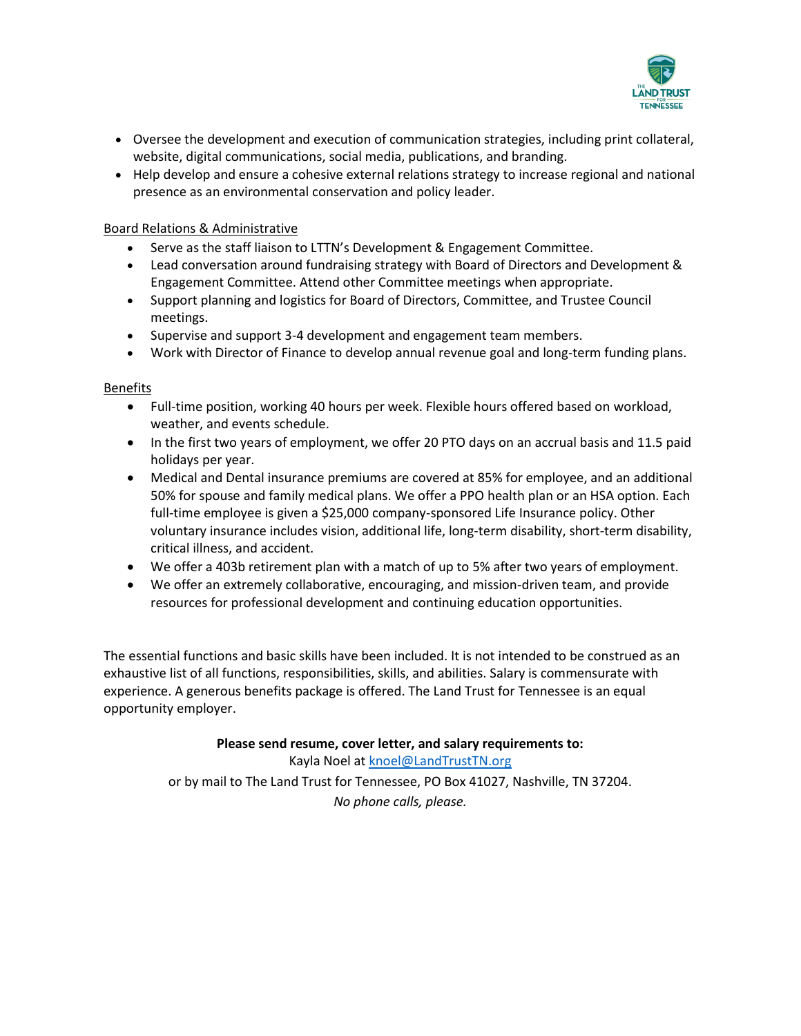- Oversee the development and execution of communication strategies, including print collateral, website, digital communications, social media, publications, and branding.
- Help develop and ensure a cohesive external relations strategy to increase regional and national presence as an environmental conservation and policy leader.

Board Relations & Administrative

- Serve as the staff liaison to LTTN's Development & Engagement Committee.
- Lead conversation around fundraising strategy with Board of Directors and Development & Engagement Committee. Attend other Committee meetings when appropriate.
- Support planning and logistics for Board of Directors, Committee, and Trustee Council meetings.
- Supervise and support 3-4 development and engagement team members.
- Work with Director of Finance to develop annual revenue goal and long-term funding plans.

Benefits

- Full-time position, working 40 hours per week. Flexible hours offered based on workload, weather, and events schedule.
- In the first two years of employment, we offer 20 PTO days on an accrual basis and 11.5 paid holidays per year.
- Medical and Dental insurance premiums are covered at 85% for employee, and an additional 50% for spouse and family medical plans. We offer a PPO health plan or an HSA option. Each full-time employee is given a $25,000 company-sponsored Life Insurance policy. Other voluntary insurance includes vision, additional life, long-term disability, short-term disability, critical illness, and accident.
- We offer a 403b retirement plan with a match of up to 5% after two years of employment.
- We offer an extremely collaborative, encouraging, and mission-driven team, and provide resources for professional development and continuing education opportunities.

The essential functions and basic skills have been included. It is not intended to be construed as an exhaustive list of all functions, responsibilities, skills, and abilities. Salary is commensurate with experience. A generous benefits package is offered. The Land Trust for Tennessee is an equal opportunity employer.

**Please send resume, cover letter, and salary requirements to:**

Kayla Noel at knoel@LandTrustTN.org

or by mail to The Land Trust for Tennessee, PO Box 41027, Nashville, TN 37204.

*No phone calls, please.*